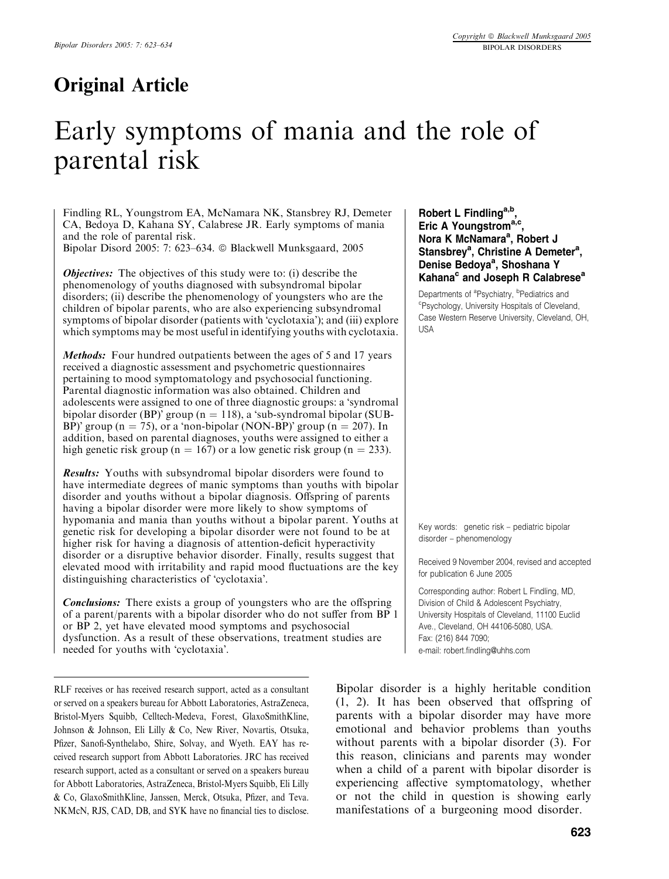## Original Article

# Early symptoms of mania and the role of parental risk

Findling RL, Youngstrom EA, McNamara NK, Stansbrey RJ, Demeter CA, Bedoya D, Kahana SY, Calabrese JR. Early symptoms of mania and the role of parental risk.
Bipolar Disord 2005: 7: 623–634. © Blackwell Munksgaard, 2005

**Robert L Findling[a,b], Eric A Youngstrom[a,c], Nora K McNamara[a], Robert J Stansbrey[a], Christine A Demeter[a], Denise Bedoya[a], Shoshana Y Kahana[c] and Joseph R Calabrese[a]**

Departments of [a]Psychiatry, [b]Pediatrics and [c]Psychology, University Hospitals of Cleveland, Case Western Reserve University, Cleveland, OH, USA

***Objectives:*** The objectives of this study were to: (i) describe the phenomenology of youths diagnosed with subsyndromal bipolar disorders; (ii) describe the phenomenology of youngsters who are the children of bipolar parents, who are also experiencing subsyndromal symptoms of bipolar disorder (patients with 'cyclotaxia'); and (iii) explore which symptoms may be most useful in identifying youths with cyclotaxia.

***Methods:*** Four hundred outpatients between the ages of 5 and 17 years received a diagnostic assessment and psychometric questionnaires pertaining to mood symptomatology and psychosocial functioning. Parental diagnostic information was also obtained. Children and adolescents were assigned to one of three diagnostic groups: a 'syndromal bipolar disorder (BP)' group (n = 118), a 'sub-syndromal bipolar (SUB-BP)' group (n = 75), or a 'non-bipolar (NON-BP)' group (n = 207). In addition, based on parental diagnoses, youths were assigned to either a high genetic risk group (n = 167) or a low genetic risk group (n = 233).

***Results:*** Youths with subsyndromal bipolar disorders were found to have intermediate degrees of manic symptoms than youths with bipolar disorder and youths without a bipolar diagnosis. Offspring of parents having a bipolar disorder were more likely to show symptoms of hypomania and mania than youths without a bipolar parent. Youths at genetic risk for developing a bipolar disorder were not found to be at higher risk for having a diagnosis of attention-deficit hyperactivity disorder or a disruptive behavior disorder. Finally, results suggest that elevated mood with irritability and rapid mood fluctuations are the key distinguishing characteristics of 'cyclotaxia'.

***Conclusions:*** There exists a group of youngsters who are the offspring of a parent/parents with a bipolar disorder who do not suffer from BP 1 or BP 2, yet have elevated mood symptoms and psychosocial dysfunction. As a result of these observations, treatment studies are needed for youths with 'cyclotaxia'.

Key words: genetic risk – pediatric bipolar disorder – phenomenology

Received 9 November 2004, revised and accepted for publication 6 June 2005

Corresponding author: Robert L Findling, MD, Division of Child & Adolescent Psychiatry, University Hospitals of Cleveland, 11100 Euclid Ave., Cleveland, OH 44106-5080, USA.
Fax: (216) 844 7090;
e-mail: robert.findling@uhhs.com

RLF receives or has received research support, acted as a consultant or served on a speakers bureau for Abbott Laboratories, AstraZeneca, Bristol-Myers Squibb, Celltech-Medeva, Forest, GlaxoSmithKline, Johnson & Johnson, Eli Lilly & Co, New River, Novartis, Otsuka, Pfizer, Sanofi-Synthelabo, Shire, Solvay, and Wyeth. EAY has received research support from Abbott Laboratories. JRC has received research support, acted as a consultant or served on a speakers bureau for Abbott Laboratories, AstraZeneca, Bristol-Myers Squibb, Eli Lilly & Co, GlaxoSmithKline, Janssen, Merck, Otsuka, Pfizer, and Teva. NKMcN, RJS, CAD, DB, and SYK have no financial ties to disclose.

Bipolar disorder is a highly heritable condition (1, 2). It has been observed that offspring of parents with a bipolar disorder may have more emotional and behavior problems than youths without parents with a bipolar disorder (3). For this reason, clinicians and parents may wonder when a child of a parent with bipolar disorder is experiencing affective symptomatology, whether or not the child in question is showing early manifestations of a burgeoning mood disorder.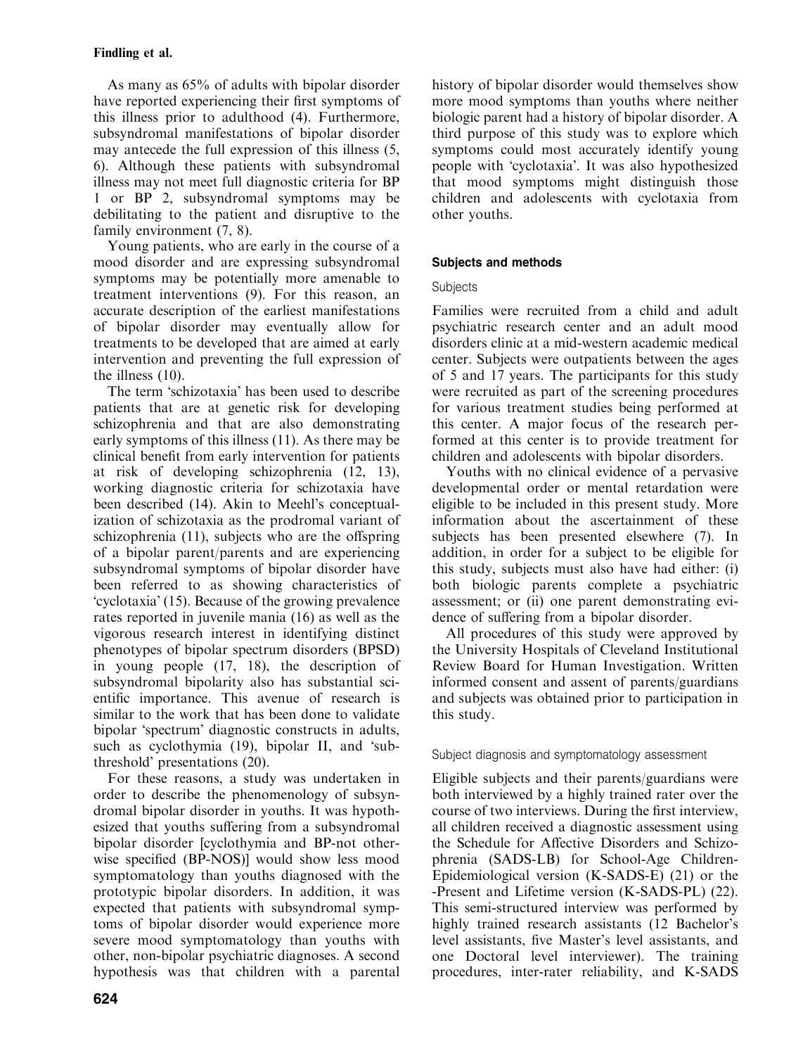As many as 65% of adults with bipolar disorder have reported experiencing their first symptoms of this illness prior to adulthood (4). Furthermore, subsyndromal manifestations of bipolar disorder may antecede the full expression of this illness (5, 6). Although these patients with subsyndromal illness may not meet full diagnostic criteria for BP 1 or BP 2, subsyndromal symptoms may be debilitating to the patient and disruptive to the family environment (7, 8).

Young patients, who are early in the course of a mood disorder and are expressing subsyndromal symptoms may be potentially more amenable to treatment interventions (9). For this reason, an accurate description of the earliest manifestations of bipolar disorder may eventually allow for treatments to be developed that are aimed at early intervention and preventing the full expression of the illness (10).

The term 'schizotaxia' has been used to describe patients that are at genetic risk for developing schizophrenia and that are also demonstrating early symptoms of this illness (11). As there may be clinical benefit from early intervention for patients at risk of developing schizophrenia (12, 13), working diagnostic criteria for schizotaxia have been described (14). Akin to Meehl's conceptualization of schizotaxia as the prodromal variant of schizophrenia (11), subjects who are the offspring of a bipolar parent/parents and are experiencing subsyndromal symptoms of bipolar disorder have been referred to as showing characteristics of 'cyclotaxia' (15). Because of the growing prevalence rates reported in juvenile mania (16) as well as the vigorous research interest in identifying distinct phenotypes of bipolar spectrum disorders (BPSD) in young people (17, 18), the description of subsyndromal bipolarity also has substantial scientific importance. This avenue of research is similar to the work that has been done to validate bipolar 'spectrum' diagnostic constructs in adults, such as cyclothymia (19), bipolar II, and 'subthreshold' presentations (20).

For these reasons, a study was undertaken in order to describe the phenomenology of subsyndromal bipolar disorder in youths. It was hypothesized that youths suffering from a subsyndromal bipolar disorder [cyclothymia and BP-not otherwise specified (BP-NOS)] would show less mood symptomatology than youths diagnosed with the prototypic bipolar disorders. In addition, it was expected that patients with subsyndromal symptoms of bipolar disorder would experience more severe mood symptomatology than youths with other, non-bipolar psychiatric diagnoses. A second hypothesis was that children with a parental history of bipolar disorder would themselves show more mood symptoms than youths where neither biologic parent had a history of bipolar disorder. A third purpose of this study was to explore which symptoms could most accurately identify young people with 'cyclotaxia'. It was also hypothesized that mood symptoms might distinguish those children and adolescents with cyclotaxia from other youths.

## Subjects and methods

### Subjects

Families were recruited from a child and adult psychiatric research center and an adult mood disorders clinic at a mid-western academic medical center. Subjects were outpatients between the ages of 5 and 17 years. The participants for this study were recruited as part of the screening procedures for various treatment studies being performed at this center. A major focus of the research performed at this center is to provide treatment for children and adolescents with bipolar disorders.

Youths with no clinical evidence of a pervasive developmental order or mental retardation were eligible to be included in this present study. More information about the ascertainment of these subjects has been presented elsewhere (7). In addition, in order for a subject to be eligible for this study, subjects must also have had either: (i) both biologic parents complete a psychiatric assessment; or (ii) one parent demonstrating evidence of suffering from a bipolar disorder.

All procedures of this study were approved by the University Hospitals of Cleveland Institutional Review Board for Human Investigation. Written informed consent and assent of parents/guardians and subjects was obtained prior to participation in this study.

### Subject diagnosis and symptomatology assessment

Eligible subjects and their parents/guardians were both interviewed by a highly trained rater over the course of two interviews. During the first interview, all children received a diagnostic assessment using the Schedule for Affective Disorders and Schizophrenia (SADS-LB) for School-Age Children-Epidemiological version (K-SADS-E) (21) or the -Present and Lifetime version (K-SADS-PL) (22). This semi-structured interview was performed by highly trained research assistants (12 Bachelor's level assistants, five Master's level assistants, and one Doctoral level interviewer). The training procedures, inter-rater reliability, and K-SADS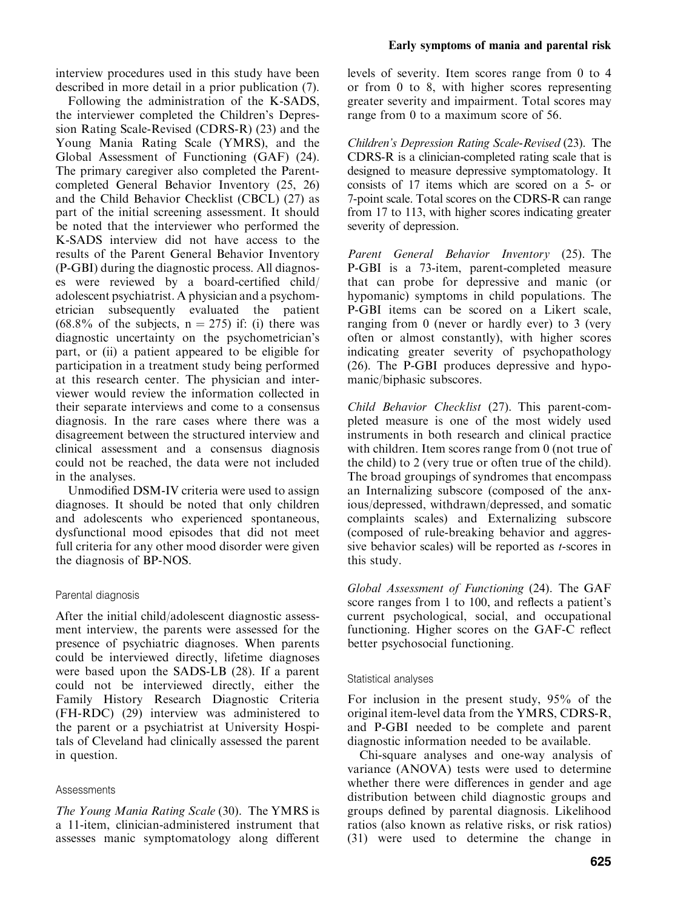interview procedures used in this study have been described in more detail in a prior publication (7).

Following the administration of the K-SADS, the interviewer completed the Children's Depression Rating Scale-Revised (CDRS-R) (23) and the Young Mania Rating Scale (YMRS), and the Global Assessment of Functioning (GAF) (24). The primary caregiver also completed the Parent-completed General Behavior Inventory (25, 26) and the Child Behavior Checklist (CBCL) (27) as part of the initial screening assessment. It should be noted that the interviewer who performed the K-SADS interview did not have access to the results of the Parent General Behavior Inventory (P-GBI) during the diagnostic process. All diagnoses were reviewed by a board-certified child/adolescent psychiatrist. A physician and a psychometrician subsequently evaluated the patient (68.8% of the subjects, n = 275) if: (i) there was diagnostic uncertainty on the psychometrician's part, or (ii) a patient appeared to be eligible for participation in a treatment study being performed at this research center. The physician and interviewer would review the information collected in their separate interviews and come to a consensus diagnosis. In the rare cases where there was a disagreement between the structured interview and clinical assessment and a consensus diagnosis could not be reached, the data were not included in the analyses.

Unmodified DSM-IV criteria were used to assign diagnoses. It should be noted that only children and adolescents who experienced spontaneous, dysfunctional mood episodes that did not meet full criteria for any other mood disorder were given the diagnosis of BP-NOS.

### Parental diagnosis

After the initial child/adolescent diagnostic assessment interview, the parents were assessed for the presence of psychiatric diagnoses. When parents could be interviewed directly, lifetime diagnoses were based upon the SADS-LB (28). If a parent could not be interviewed directly, either the Family History Research Diagnostic Criteria (FH-RDC) (29) interview was administered to the parent or a psychiatrist at University Hospitals of Cleveland had clinically assessed the parent in question.

### Assessments

*The Young Mania Rating Scale* (30). The YMRS is a 11-item, clinician-administered instrument that assesses manic symptomatology along different levels of severity. Item scores range from 0 to 4 or from 0 to 8, with higher scores representing greater severity and impairment. Total scores may range from 0 to a maximum score of 56.

*Children's Depression Rating Scale-Revised* (23). The CDRS-R is a clinician-completed rating scale that is designed to measure depressive symptomatology. It consists of 17 items which are scored on a 5- or 7-point scale. Total scores on the CDRS-R can range from 17 to 113, with higher scores indicating greater severity of depression.

*Parent General Behavior Inventory* (25). The P-GBI is a 73-item, parent-completed measure that can probe for depressive and manic (or hypomanic) symptoms in child populations. The P-GBI items can be scored on a Likert scale, ranging from 0 (never or hardly ever) to 3 (very often or almost constantly), with higher scores indicating greater severity of psychopathology (26). The P-GBI produces depressive and hypomanic/biphasic subscores.

*Child Behavior Checklist* (27). This parent-completed measure is one of the most widely used instruments in both research and clinical practice with children. Item scores range from 0 (not true of the child) to 2 (very true or often true of the child). The broad groupings of syndromes that encompass an Internalizing subscore (composed of the anxious/depressed, withdrawn/depressed, and somatic complaints scales) and Externalizing subscore (composed of rule-breaking behavior and aggressive behavior scales) will be reported as *t*-scores in this study.

*Global Assessment of Functioning* (24). The GAF score ranges from 1 to 100, and reflects a patient's current psychological, social, and occupational functioning. Higher scores on the GAF-C reflect better psychosocial functioning.

### Statistical analyses

For inclusion in the present study, 95% of the original item-level data from the YMRS, CDRS-R, and P-GBI needed to be complete and parent diagnostic information needed to be available.

Chi-square analyses and one-way analysis of variance (ANOVA) tests were used to determine whether there were differences in gender and age distribution between child diagnostic groups and groups defined by parental diagnosis. Likelihood ratios (also known as relative risks, or risk ratios) (31) were used to determine the change in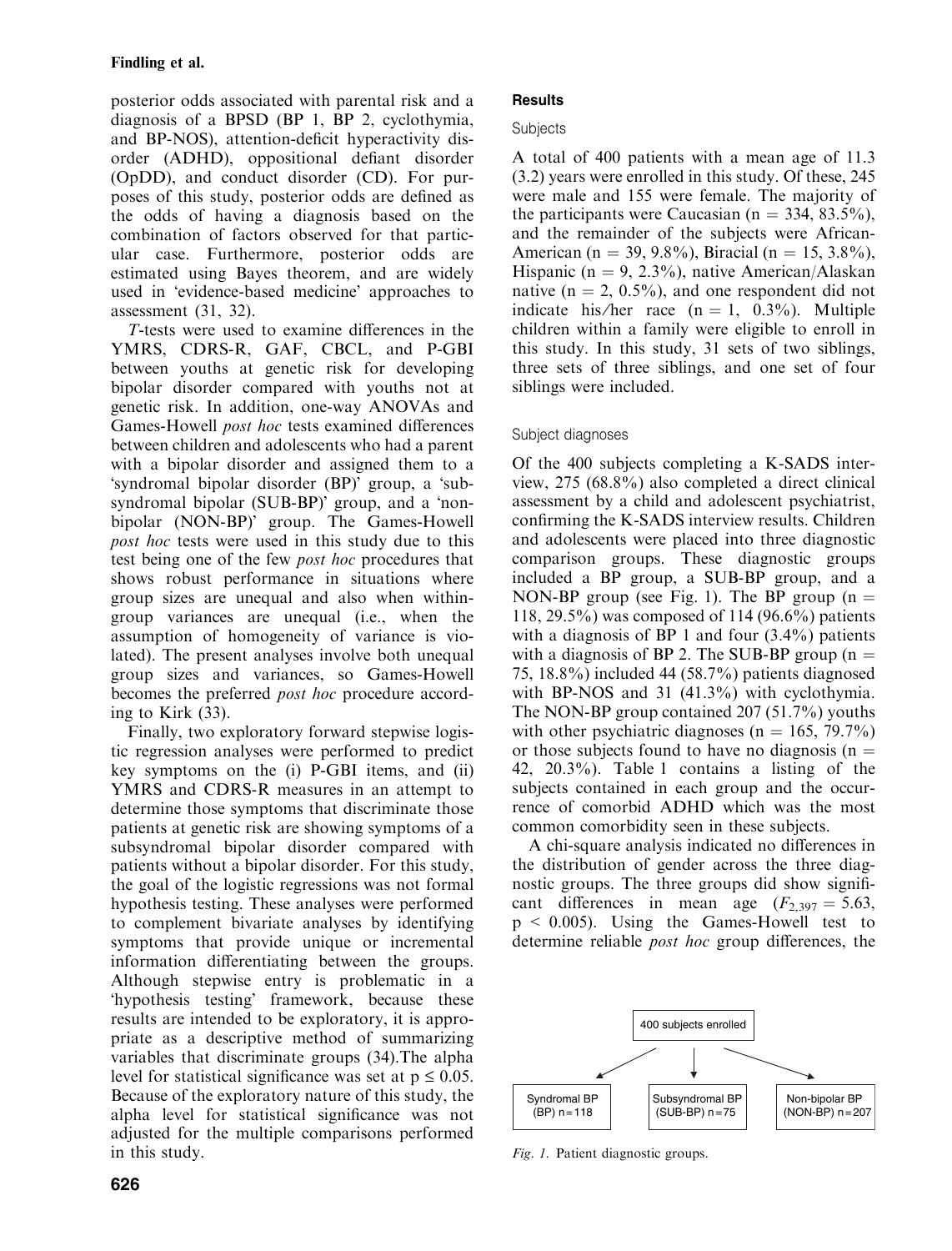posterior odds associated with parental risk and a diagnosis of a BPSD (BP 1, BP 2, cyclothymia, and BP-NOS), attention-deficit hyperactivity disorder (ADHD), oppositional defiant disorder (OpDD), and conduct disorder (CD). For purposes of this study, posterior odds are defined as the odds of having a diagnosis based on the combination of factors observed for that particular case. Furthermore, posterior odds are estimated using Bayes theorem, and are widely used in 'evidence-based medicine' approaches to assessment (31, 32).

*T*-tests were used to examine differences in the YMRS, CDRS-R, GAF, CBCL, and P-GBI between youths at genetic risk for developing bipolar disorder compared with youths not at genetic risk. In addition, one-way ANOVAs and Games-Howell *post hoc* tests examined differences between children and adolescents who had a parent with a bipolar disorder and assigned them to a 'syndromal bipolar disorder (BP)' group, a 'subsyndromal bipolar (SUB-BP)' group, and a 'non-bipolar (NON-BP)' group. The Games-Howell *post hoc* tests were used in this study due to this test being one of the few *post hoc* procedures that shows robust performance in situations where group sizes are unequal and also when within-group variances are unequal (i.e., when the assumption of homogeneity of variance is violated). The present analyses involve both unequal group sizes and variances, so Games-Howell becomes the preferred *post hoc* procedure according to Kirk (33).

Finally, two exploratory forward stepwise logistic regression analyses were performed to predict key symptoms on the (i) P-GBI items, and (ii) YMRS and CDRS-R measures in an attempt to determine those symptoms that discriminate those patients at genetic risk are showing symptoms of a subsyndromal bipolar disorder compared with patients without a bipolar disorder. For this study, the goal of the logistic regressions was not formal hypothesis testing. These analyses were performed to complement bivariate analyses by identifying symptoms that provide unique or incremental information differentiating between the groups. Although stepwise entry is problematic in a 'hypothesis testing' framework, because these results are intended to be exploratory, it is appropriate as a descriptive method of summarizing variables that discriminate groups (34).The alpha level for statistical significance was set at $p \leq 0.05$. Because of the exploratory nature of this study, the alpha level for statistical significance was not adjusted for the multiple comparisons performed in this study.

## Results

### Subjects

A total of 400 patients with a mean age of 11.3 (3.2) years were enrolled in this study. Of these, 245 were male and 155 were female. The majority of the participants were Caucasian (n = 334, 83.5%), and the remainder of the subjects were African-American (n = 39, 9.8%), Biracial (n = 15, 3.8%), Hispanic (n = 9, 2.3%), native American/Alaskan native (n = 2, 0.5%), and one respondent did not indicate his/her race (n = 1, 0.3%). Multiple children within a family were eligible to enroll in this study. In this study, 31 sets of two siblings, three sets of three siblings, and one set of four siblings were included.

### Subject diagnoses

Of the 400 subjects completing a K-SADS interview, 275 (68.8%) also completed a direct clinical assessment by a child and adolescent psychiatrist, confirming the K-SADS interview results. Children and adolescents were placed into three diagnostic comparison groups. These diagnostic groups included a BP group, a SUB-BP group, and a NON-BP group (see Fig. 1). The BP group (n = 118, 29.5%) was composed of 114 (96.6%) patients with a diagnosis of BP 1 and four (3.4%) patients with a diagnosis of BP 2. The SUB-BP group (n = 75, 18.8%) included 44 (58.7%) patients diagnosed with BP-NOS and 31 (41.3%) with cyclothymia. The NON-BP group contained 207 (51.7%) youths with other psychiatric diagnoses (n = 165, 79.7%) or those subjects found to have no diagnosis (n = 42, 20.3%). Table 1 contains a listing of the subjects contained in each group and the occurrence of comorbid ADHD which was the most common comorbidity seen in these subjects.

A chi-square analysis indicated no differences in the distribution of gender across the three diagnostic groups. The three groups did show significant differences in mean age ($F_{2,397} = 5.63$, $p < 0.005$). Using the Games-Howell test to determine reliable *post hoc* group differences, the

400 subjects enrolled → Syndromal BP (BP) n = 118 | Subsyndromal BP (SUB-BP) n = 75 | Non-bipolar BP (NON-BP) n = 207

*Fig. 1.* Patient diagnostic groups.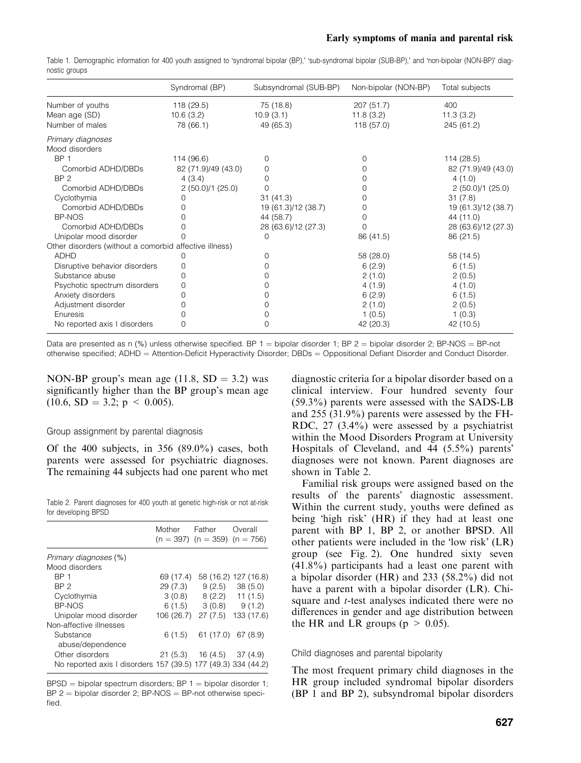Table 1. Demographic information for 400 youth assigned to 'syndromal bipolar (BP),' 'sub-syndromal bipolar (SUB-BP),' and 'non-bipolar (NON-BP)' diagnostic groups

| | Syndromal (BP) | Subsyndromal (SUB-BP) | Non-bipolar (NON-BP) | Total subjects |
|---|---|---|---|---|
| Number of youths | 118 (29.5) | 75 (18.8) | 207 (51.7) | 400 |
| Mean age (SD) | 10.6 (3.2) | 10.9 (3.1) | 11.8 (3.2) | 11.3 (3.2) |
| Number of males | 78 (66.1) | 49 (65.3) | 118 (57.0) | 245 (61.2) |
| *Primary diagnoses* | | | | |
| Mood disorders | | | | |
| BP 1 | 114 (96.6) | 0 | 0 | 114 (28.5) |
| Comorbid ADHD/DBDs | 82 (71.9)/49 (43.0) | 0 | 0 | 82 (71.9)/49 (43.0) |
| BP 2 | 4 (3.4) | 0 | 0 | 4 (1.0) |
| Comorbid ADHD/DBDs | 2 (50.0)/1 (25.0) | 0 | 0 | 2 (50.0)/1 (25.0) |
| Cyclothymia | 0 | 31 (41.3) | 0 | 31 (7.8) |
| Comorbid ADHD/DBDs | 0 | 19 (61.3)/12 (38.7) | 0 | 19 (61.3)/12 (38.7) |
| BP-NOS | 0 | 44 (58.7) | 0 | 44 (11.0) |
| Comorbid ADHD/DBDs | 0 | 28 (63.6)/12 (27.3) | 0 | 28 (63.6)/12 (27.3) |
| Unipolar mood disorder | 0 | 0 | 86 (41.5) | 86 (21.5) |
| Other disorders (without a comorbid affective illness) | | | | |
| ADHD | 0 | 0 | 58 (28.0) | 58 (14.5) |
| Disruptive behavior disorders | 0 | 0 | 6 (2.9) | 6 (1.5) |
| Substance abuse | 0 | 0 | 2 (1.0) | 2 (0.5) |
| Psychotic spectrum disorders | 0 | 0 | 4 (1.9) | 4 (1.0) |
| Anxiety disorders | 0 | 0 | 6 (2.9) | 6 (1.5) |
| Adjustment disorder | 0 | 0 | 2 (1.0) | 2 (0.5) |
| Enuresis | 0 | 0 | 1 (0.5) | 1 (0.3) |
| No reported axis I disorders | 0 | 0 | 42 (20.3) | 42 (10.5) |

Data are presented as n (%) unless otherwise specified. BP 1 = bipolar disorder 1; BP 2 = bipolar disorder 2; BP-NOS = BP-not otherwise specified; ADHD = Attention-Deficit Hyperactivity Disorder; DBDs = Oppositional Defiant Disorder and Conduct Disorder.

NON-BP group's mean age (11.8, SD = 3.2) was significantly higher than the BP group's mean age (10.6, SD = 3.2; $p < 0.005$).

### Group assignment by parental diagnosis

Of the 400 subjects, in 356 (89.0%) cases, both parents were assessed for psychiatric diagnoses. The remaining 44 subjects had one parent who met diagnostic criteria for a bipolar disorder based on a clinical interview. Four hundred seventy four (59.3%) parents were assessed with the SADS-LB and 255 (31.9%) parents were assessed by the FH-RDC, 27 (3.4%) were assessed by a psychiatrist within the Mood Disorders Program at University Hospitals of Cleveland, and 44 (5.5%) parents' diagnoses were not known. Parent diagnoses are shown in Table 2.

Table 2. Parent diagnoses for 400 youth at genetic high-risk or not at-risk for developing BPSD

| | Mother (n = 397) | Father (n = 359) | Overall (n = 756) |
|---|---|---|---|
| *Primary diagnoses* (%) | | | |
| Mood disorders | | | |
| BP 1 | 69 (17.4) | 58 (16.2) | 127 (16.8) |
| BP 2 | 29 (7.3) | 9 (2.5) | 38 (5.0) |
| Cyclothymia | 3 (0.8) | 8 (2.2) | 11 (1.5) |
| BP-NOS | 6 (1.5) | 3 (0.8) | 9 (1.2) |
| Unipolar mood disorder | 106 (26.7) | 27 (7.5) | 133 (17.6) |
| Non-affective illnesses | | | |
| Substance abuse/dependence | 6 (1.5) | 61 (17.0) | 67 (8.9) |
| Other disorders | 21 (5.3) | 16 (4.5) | 37 (4.9) |
| No reported axis I disorders | 157 (39.5) | 177 (49.3) | 334 (44.2) |

BPSD = bipolar spectrum disorders; BP 1 = bipolar disorder 1; BP 2 = bipolar disorder 2; BP-NOS = BP-not otherwise specified.

Familial risk groups were assigned based on the results of the parents' diagnostic assessment. Within the current study, youths were defined as being 'high risk' (HR) if they had at least one parent with BP 1, BP 2, or another BPSD. All other patients were included in the 'low risk' (LR) group (see Fig. 2). One hundred sixty seven (41.8%) participants had a least one parent with a bipolar disorder (HR) and 233 (58.2%) did not have a parent with a bipolar disorder (LR). Chi-square and *t*-test analyses indicated there were no differences in gender and age distribution between the HR and LR groups ($p > 0.05$).

### Child diagnoses and parental bipolarity

The most frequent primary child diagnoses in the HR group included syndromal bipolar disorders (BP 1 and BP 2), subsyndromal bipolar disorders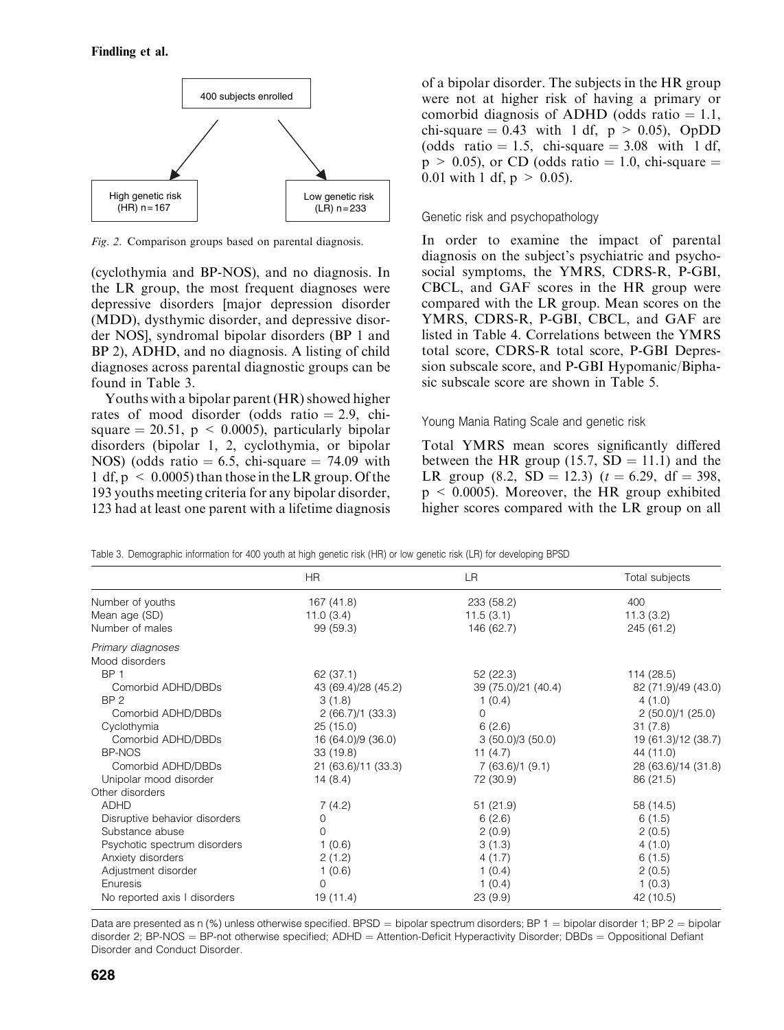400 subjects enrolled

High genetic risk (HR) n=167

Low genetic risk (LR) n=233

*Fig. 2.* Comparison groups based on parental diagnosis.

(cyclothymia and BP-NOS), and no diagnosis. In the LR group, the most frequent diagnoses were depressive disorders [major depression disorder (MDD), dysthymic disorder, and depressive disorder NOS], syndromal bipolar disorders (BP 1 and BP 2), ADHD, and no diagnosis. A listing of child diagnoses across parental diagnostic groups can be found in Table 3.

Youths with a bipolar parent (HR) showed higher rates of mood disorder (odds ratio = 2.9, chi-square = 20.51, $p < 0.0005$), particularly bipolar disorders (bipolar 1, 2, cyclothymia, or bipolar NOS) (odds ratio = 6.5, chi-square = 74.09 with 1 df, $p < 0.0005$) than those in the LR group. Of the 193 youths meeting criteria for any bipolar disorder, 123 had at least one parent with a lifetime diagnosis of a bipolar disorder. The subjects in the HR group were not at higher risk of having a primary or comorbid diagnosis of ADHD (odds ratio = 1.1, chi-square = 0.43 with 1 df, $p > 0.05$), OpDD (odds ratio = 1.5, chi-square = 3.08 with 1 df, $p > 0.05$), or CD (odds ratio = 1.0, chi-square = 0.01 with 1 df, $p > 0.05$).

### Genetic risk and psychopathology

In order to examine the impact of parental diagnosis on the subject's psychiatric and psychosocial symptoms, the YMRS, CDRS-R, P-GBI, CBCL, and GAF scores in the HR group were compared with the LR group. Mean scores on the YMRS, CDRS-R, P-GBI, CBCL, and GAF are listed in Table 4. Correlations between the YMRS total score, CDRS-R total score, P-GBI Depression subscale score, and P-GBI Hypomanic/Biphasic subscale score are shown in Table 5.

### Young Mania Rating Scale and genetic risk

Total YMRS mean scores significantly differed between the HR group (15.7, SD = 11.1) and the LR group (8.2, SD = 12.3) ($t = 6.29$, df = 398, $p < 0.0005$). Moreover, the HR group exhibited higher scores compared with the LR group on all

Table 3. Demographic information for 400 youth at high genetic risk (HR) or low genetic risk (LR) for developing BPSD

| | HR | LR | Total subjects |
|---|---|---|---|
| Number of youths | 167 (41.8) | 233 (58.2) | 400 |
| Mean age (SD) | 11.0 (3.4) | 11.5 (3.1) | 11.3 (3.2) |
| Number of males | 99 (59.3) | 146 (62.7) | 245 (61.2) |
| *Primary diagnoses* | | | |
| Mood disorders | | | |
| BP 1 | 62 (37.1) | 52 (22.3) | 114 (28.5) |
| Comorbid ADHD/DBDs | 43 (69.4)/28 (45.2) | 39 (75.0)/21 (40.4) | 82 (71.9)/49 (43.0) |
| BP 2 | 3 (1.8) | 1 (0.4) | 4 (1.0) |
| Comorbid ADHD/DBDs | 2 (66.7)/1 (33.3) | 0 | 2 (50.0)/1 (25.0) |
| Cyclothymia | 25 (15.0) | 6 (2.6) | 31 (7.8) |
| Comorbid ADHD/DBDs | 16 (64.0)/9 (36.0) | 3 (50.0)/3 (50.0) | 19 (61.3)/12 (38.7) |
| BP-NOS | 33 (19.8) | 11 (4.7) | 44 (11.0) |
| Comorbid ADHD/DBDs | 21 (63.6)/11 (33.3) | 7 (63.6)/1 (9.1) | 28 (63.6)/14 (31.8) |
| Unipolar mood disorder | 14 (8.4) | 72 (30.9) | 86 (21.5) |
| Other disorders | | | |
| ADHD | 7 (4.2) | 51 (21.9) | 58 (14.5) |
| Disruptive behavior disorders | 0 | 6 (2.6) | 6 (1.5) |
| Substance abuse | 0 | 2 (0.9) | 2 (0.5) |
| Psychotic spectrum disorders | 1 (0.6) | 3 (1.3) | 4 (1.0) |
| Anxiety disorders | 2 (1.2) | 4 (1.7) | 6 (1.5) |
| Adjustment disorder | 1 (0.6) | 1 (0.4) | 2 (0.5) |
| Enuresis | 0 | 1 (0.4) | 1 (0.3) |
| No reported axis I disorders | 19 (11.4) | 23 (9.9) | 42 (10.5) |

Data are presented as n (%) unless otherwise specified. BPSD = bipolar spectrum disorders; BP 1 = bipolar disorder 1; BP 2 = bipolar disorder 2; BP-NOS = BP-not otherwise specified; ADHD = Attention-Deficit Hyperactivity Disorder; DBDs = Oppositional Defiant Disorder and Conduct Disorder.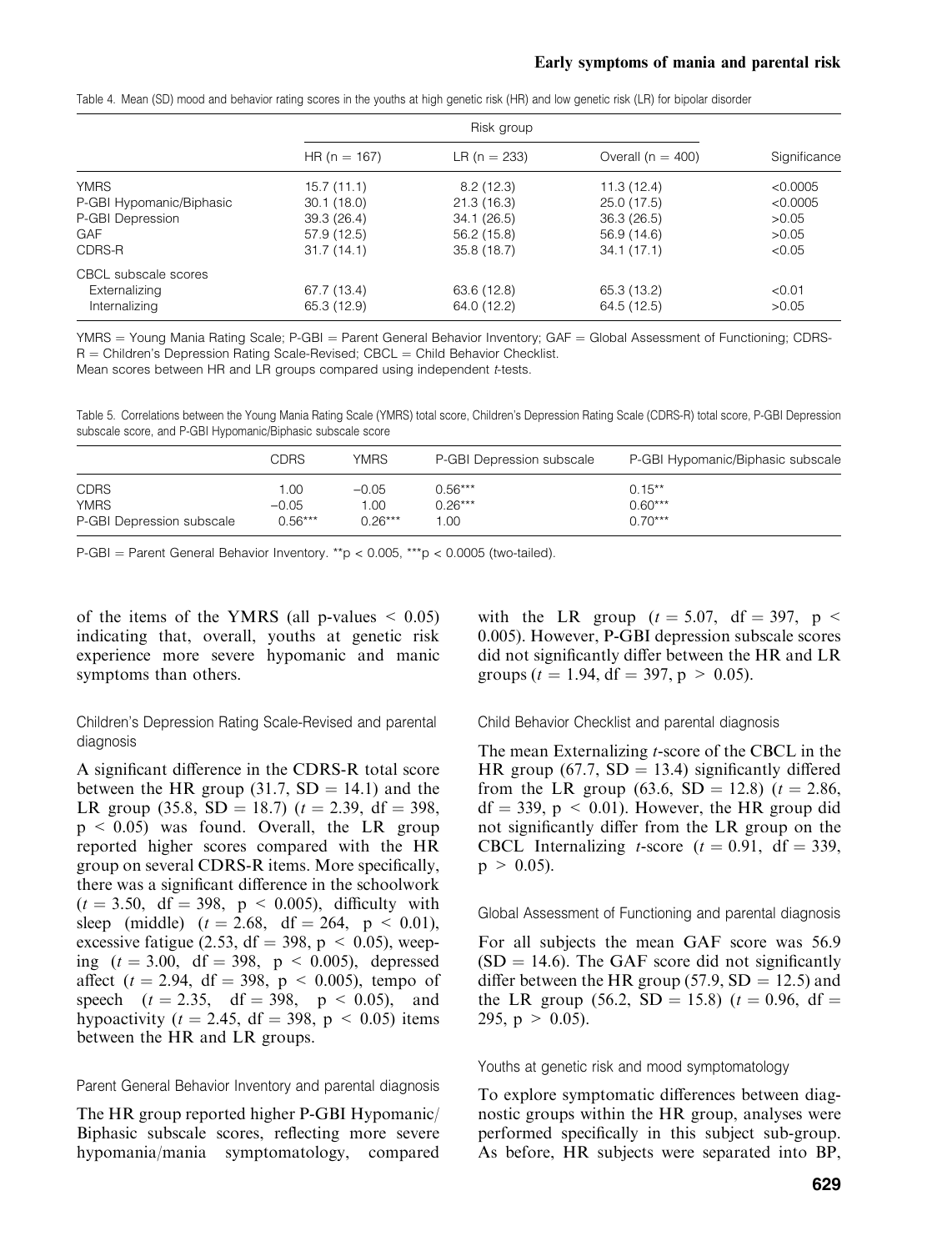Table 4. Mean (SD) mood and behavior rating scores in the youths at high genetic risk (HR) and low genetic risk (LR) for bipolar disorder

| | Risk group | | | Significance |
|---|---|---|---|---|
| | HR (n = 167) | LR (n = 233) | Overall (n = 400) | |
| YMRS | 15.7 (11.1) | 8.2 (12.3) | 11.3 (12.4) | <0.0005 |
| P-GBI Hypomanic/Biphasic | 30.1 (18.0) | 21.3 (16.3) | 25.0 (17.5) | <0.0005 |
| P-GBI Depression | 39.3 (26.4) | 34.1 (26.5) | 36.3 (26.5) | >0.05 |
| GAF | 57.9 (12.5) | 56.2 (15.8) | 56.9 (14.6) | >0.05 |
| CDRS-R | 31.7 (14.1) | 35.8 (18.7) | 34.1 (17.1) | <0.05 |
| CBCL subscale scores | | | | |
| Externalizing | 67.7 (13.4) | 63.6 (12.8) | 65.3 (13.2) | <0.01 |
| Internalizing | 65.3 (12.9) | 64.0 (12.2) | 64.5 (12.5) | >0.05 |

YMRS = Young Mania Rating Scale; P-GBI = Parent General Behavior Inventory; GAF = Global Assessment of Functioning; CDRS-R = Children's Depression Rating Scale-Revised; CBCL = Child Behavior Checklist.
Mean scores between HR and LR groups compared using independent *t*-tests.

Table 5. Correlations between the Young Mania Rating Scale (YMRS) total score, Children's Depression Rating Scale (CDRS-R) total score, P-GBI Depression subscale score, and P-GBI Hypomanic/Biphasic subscale score

| | CDRS | YMRS | P-GBI Depression subscale | P-GBI Hypomanic/Biphasic subscale |
|---|---|---|---|---|
| CDRS | 1.00 | −0.05 | 0.56*** | 0.15** |
| YMRS | −0.05 | 1.00 | 0.26*** | 0.60*** |
| P-GBI Depression subscale | 0.56*** | 0.26*** | 1.00 | 0.70*** |

P-GBI = Parent General Behavior Inventory. **p < 0.005, ***p < 0.0005 (two-tailed).

of the items of the YMRS (all p-values $< 0.05$) indicating that, overall, youths at genetic risk experience more severe hypomanic and manic symptoms than others.

### Children's Depression Rating Scale-Revised and parental diagnosis

A significant difference in the CDRS-R total score between the HR group (31.7, SD = 14.1) and the LR group (35.8, SD = 18.7) ($t = 2.39$, df = 398, $p < 0.05$) was found. Overall, the LR group reported higher scores compared with the HR group on several CDRS-R items. More specifically, there was a significant difference in the schoolwork ($t = 3.50$, df = 398, $p < 0.005$), difficulty with sleep (middle) ($t = 2.68$, df = 264, $p < 0.01$), excessive fatigue (2.53, df = 398, $p < 0.05$), weeping ($t = 3.00$, df = 398, $p < 0.005$), depressed affect ($t = 2.94$, df = 398, $p < 0.005$), tempo of speech ($t = 2.35$, df = 398, $p < 0.05$), and hypoactivity ($t = 2.45$, df = 398, $p < 0.05$) items between the HR and LR groups.

### Parent General Behavior Inventory and parental diagnosis

The HR group reported higher P-GBI Hypomanic/Biphasic subscale scores, reflecting more severe hypomania/mania symptomatology, compared with the LR group ($t = 5.07$, df = 397, $p < 0.005$). However, P-GBI depression subscale scores did not significantly differ between the HR and LR groups ($t = 1.94$, df = 397, $p > 0.05$).

### Child Behavior Checklist and parental diagnosis

The mean Externalizing *t*-score of the CBCL in the HR group (67.7, SD = 13.4) significantly differed from the LR group (63.6, SD = 12.8) ($t = 2.86$, df = 339, $p < 0.01$). However, the HR group did not significantly differ from the LR group on the CBCL Internalizing *t*-score ($t = 0.91$, df = 339, $p > 0.05$).

### Global Assessment of Functioning and parental diagnosis

For all subjects the mean GAF score was 56.9 (SD = 14.6). The GAF score did not significantly differ between the HR group (57.9, SD = 12.5) and the LR group (56.2, SD = 15.8) ($t = 0.96$, df = 295, $p > 0.05$).

### Youths at genetic risk and mood symptomatology

To explore symptomatic differences between diagnostic groups within the HR group, analyses were performed specifically in this subject sub-group. As before, HR subjects were separated into BP,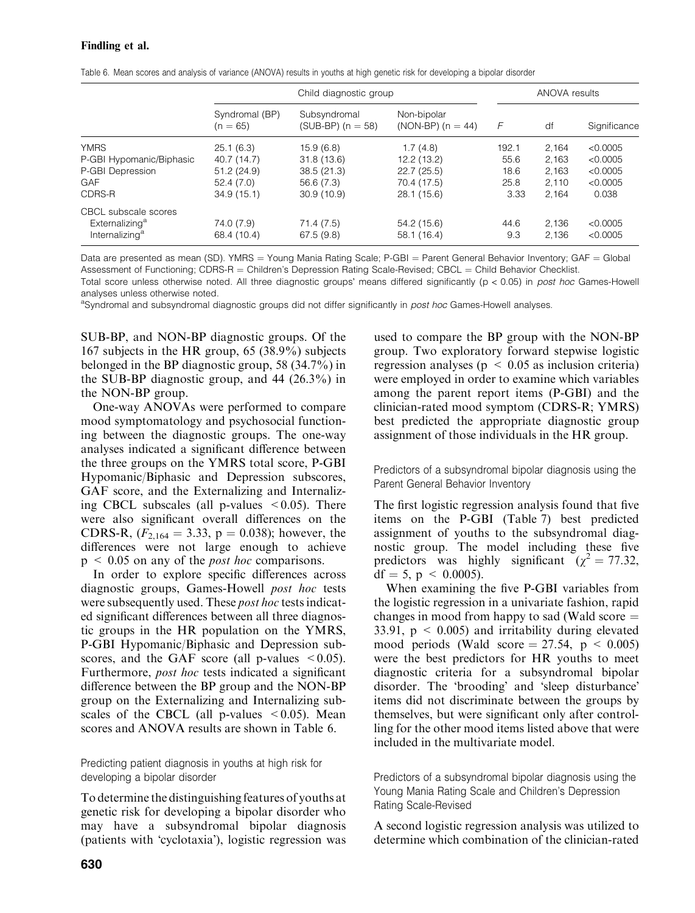Table 6. Mean scores and analysis of variance (ANOVA) results in youths at high genetic risk for developing a bipolar disorder

| | Child diagnostic group | | | ANOVA results | | |
|---|---|---|---|---|---|---|
| | Syndromal (BP) (n = 65) | Subsyndromal (SUB-BP) (n = 58) | Non-bipolar (NON-BP) (n = 44) | *F* | df | Significance |
| YMRS | 25.1 (6.3) | 15.9 (6.8) | 1.7 (4.8) | 192.1 | 2,164 | <0.0005 |
| P-GBI Hypomanic/Biphasic | 40.7 (14.7) | 31.8 (13.6) | 12.2 (13.2) | 55.6 | 2,163 | <0.0005 |
| P-GBI Depression | 51.2 (24.9) | 38.5 (21.3) | 22.7 (25.5) | 18.6 | 2,163 | <0.0005 |
| GAF | 52.4 (7.0) | 56.6 (7.3) | 70.4 (17.5) | 25.8 | 2,110 | <0.0005 |
| CDRS-R | 34.9 (15.1) | 30.9 (10.9) | 28.1 (15.6) | 3.33 | 2,164 | 0.038 |
| CBCL subscale scores | | | | | | |
| Externalizing[a] | 74.0 (7.9) | 71.4 (7.5) | 54.2 (15.6) | 44.6 | 2,136 | <0.0005 |
| Internalizing[a] | 68.4 (10.4) | 67.5 (9.8) | 58.1 (16.4) | 9.3 | 2,136 | <0.0005 |

Data are presented as mean (SD). YMRS = Young Mania Rating Scale; P-GBI = Parent General Behavior Inventory; GAF = Global Assessment of Functioning; CDRS-R = Children's Depression Rating Scale-Revised; CBCL = Child Behavior Checklist.

Total score unless otherwise noted. All three diagnostic groups' means differed significantly (p < 0.05) in *post hoc* Games-Howell analyses unless otherwise noted.

[a]Syndromal and subsyndromal diagnostic groups did not differ significantly in *post hoc* Games-Howell analyses.

SUB-BP, and NON-BP diagnostic groups. Of the 167 subjects in the HR group, 65 (38.9%) subjects belonged in the BP diagnostic group, 58 (34.7%) in the SUB-BP diagnostic group, and 44 (26.3%) in the NON-BP group.

One-way ANOVAs were performed to compare mood symptomatology and psychosocial functioning between the diagnostic groups. The one-way analyses indicated a significant difference between the three groups on the YMRS total score, P-GBI Hypomanic/Biphasic and Depression subscores, GAF score, and the Externalizing and Internalizing CBCL subscales (all p-values $< 0.05$). There were also significant overall differences on the CDRS-R, ($F_{2,164} = 3.33$, $p = 0.038$); however, the differences were not large enough to achieve $p < 0.05$ on any of the *post hoc* comparisons.

In order to explore specific differences across diagnostic groups, Games-Howell *post hoc* tests were subsequently used. These *post hoc* tests indicated significant differences between all three diagnostic groups in the HR population on the YMRS, P-GBI Hypomanic/Biphasic and Depression subscores, and the GAF score (all p-values $< 0.05$). Furthermore, *post hoc* tests indicated a significant difference between the BP group and the NON-BP group on the Externalizing and Internalizing subscales of the CBCL (all p-values $< 0.05$). Mean scores and ANOVA results are shown in Table 6.

### Predicting patient diagnosis in youths at high risk for developing a bipolar disorder

To determine the distinguishing features of youths at genetic risk for developing a bipolar disorder who may have a subsyndromal bipolar diagnosis (patients with 'cyclotaxia'), logistic regression was used to compare the BP group with the NON-BP group. Two exploratory forward stepwise logistic regression analyses ($p < 0.05$ as inclusion criteria) were employed in order to examine which variables among the parent report items (P-GBI) and the clinician-rated mood symptom (CDRS-R; YMRS) best predicted the appropriate diagnostic group assignment of those individuals in the HR group.

### Predictors of a subsyndromal bipolar diagnosis using the Parent General Behavior Inventory

The first logistic regression analysis found that five items on the P-GBI (Table 7) best predicted assignment of youths to the subsyndromal diagnostic group. The model including these five predictors was highly significant ($\chi^2 = 77.32$, df = 5, $p < 0.0005$).

When examining the five P-GBI variables from the logistic regression in a univariate fashion, rapid changes in mood from happy to sad (Wald score = 33.91, $p < 0.005$) and irritability during elevated mood periods (Wald score = 27.54, $p < 0.005$) were the best predictors for HR youths to meet diagnostic criteria for a subsyndromal bipolar disorder. The 'brooding' and 'sleep disturbance' items did not discriminate between the groups by themselves, but were significant only after controlling for the other mood items listed above that were included in the multivariate model.

### Predictors of a subsyndromal bipolar diagnosis using the Young Mania Rating Scale and Children's Depression Rating Scale-Revised

A second logistic regression analysis was utilized to determine which combination of the clinician-rated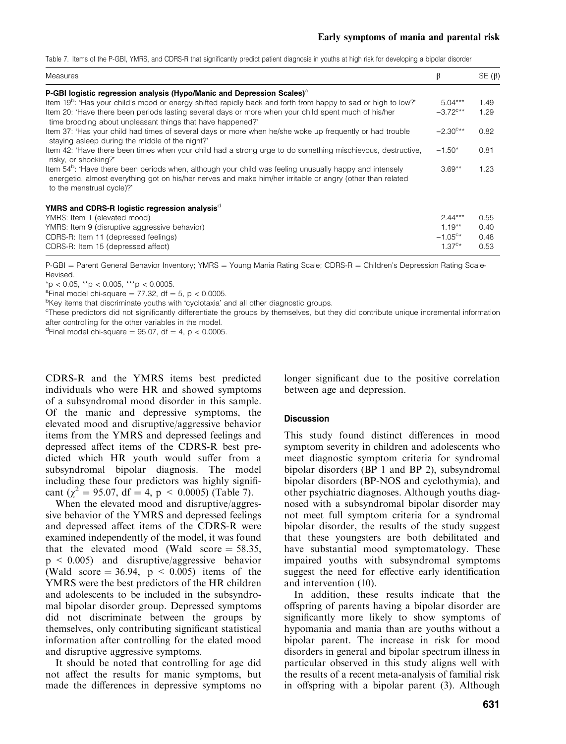Table 7. Items of the P-GBI, YMRS, and CDRS-R that significantly predict patient diagnosis in youths at high risk for developing a bipolar disorder

| Measures | β | SE (β) |
|---|---|---|
| **P-GBI logistic regression analysis (Hypo/Manic and Depression Scales)**[a] | | |
| Item 19[b]: 'Has your child's mood or energy shifted rapidly back and forth from happy to sad or high to low?' | 5.04*** | 1.49 |
| Item 20: 'Have there been periods lasting several days or more when your child spent much of his/her time brooding about unpleasant things that have happened?' | −3.72[c]** | 1.29 |
| Item 37: 'Has your child had times of several days or more when he/she woke up frequently or had trouble staying asleep during the middle of the night?' | −2.30[c]** | 0.82 |
| Item 42: 'Have there been times when your child had a strong urge to do something mischievous, destructive, risky, or shocking?' | −1.50* | 0.81 |
| Item 54[b]: 'Have there been periods when, although your child was feeling unusually happy and intensely energetic, almost everything got on his/her nerves and make him/her irritable or angry (other than related to the menstrual cycle)?' | 3.69** | 1.23 |
| **YMRS and CDRS-R logistic regression analysis**[d] | | |
| YMRS: Item 1 (elevated mood) | 2.44*** | 0.55 |
| YMRS: Item 9 (disruptive aggressive behavior) | 1.19** | 0.40 |
| CDRS-R: Item 11 (depressed feelings) | −1.05[c]* | 0.48 |
| CDRS-R: Item 15 (depressed affect) | 1.37[c]* | 0.53 |

P-GBI = Parent General Behavior Inventory; YMRS = Young Mania Rating Scale; CDRS-R = Children's Depression Rating Scale-Revised.

*$p < 0.05$, **$p < 0.005$, ***$p < 0.0005$.

[a]Final model chi-square = 77.32, df = 5, $p < 0.0005$.

[b]Key items that discriminate youths with 'cyclotaxia' and all other diagnostic groups.

[c]These predictors did not significantly differentiate the groups by themselves, but they did contribute unique incremental information after controlling for the other variables in the model.

[d]Final model chi-square = 95.07, df = 4, $p < 0.0005$.

CDRS-R and the YMRS items best predicted individuals who were HR and showed symptoms of a subsyndromal mood disorder in this sample. Of the manic and depressive symptoms, the elevated mood and disruptive/aggressive behavior items from the YMRS and depressed feelings and depressed affect items of the CDRS-R best predicted which HR youth would suffer from a subsyndromal bipolar diagnosis. The model including these four predictors was highly significant ($\chi^2 = 95.07$, df = 4, $p < 0.0005$) (Table 7).

When the elevated mood and disruptive/aggressive behavior of the YMRS and depressed feelings and depressed affect items of the CDRS-R were examined independently of the model, it was found that the elevated mood (Wald score = 58.35, $p < 0.005$) and disruptive/aggressive behavior (Wald score = 36.94, $p < 0.005$) items of the YMRS were the best predictors of the HR children and adolescents to be included in the subsyndromal bipolar disorder group. Depressed symptoms did not discriminate between the groups by themselves, only contributing significant statistical information after controlling for the elated mood and disruptive aggressive symptoms.

It should be noted that controlling for age did not affect the results for manic symptoms, but made the differences in depressive symptoms no longer significant due to the positive correlation between age and depression.

## Discussion

This study found distinct differences in mood symptom severity in children and adolescents who meet diagnostic symptom criteria for syndromal bipolar disorders (BP 1 and BP 2), subsyndromal bipolar disorders (BP-NOS and cyclothymia), and other psychiatric diagnoses. Although youths diagnosed with a subsyndromal bipolar disorder may not meet full symptom criteria for a syndromal bipolar disorder, the results of the study suggest that these youngsters are both debilitated and have substantial mood symptomatology. These impaired youths with subsyndromal symptoms suggest the need for effective early identification and intervention (10).

In addition, these results indicate that the offspring of parents having a bipolar disorder are significantly more likely to show symptoms of hypomania and mania than are youths without a bipolar parent. The increase in risk for mood disorders in general and bipolar spectrum illness in particular observed in this study aligns well with the results of a recent meta-analysis of familial risk in offspring with a bipolar parent (3). Although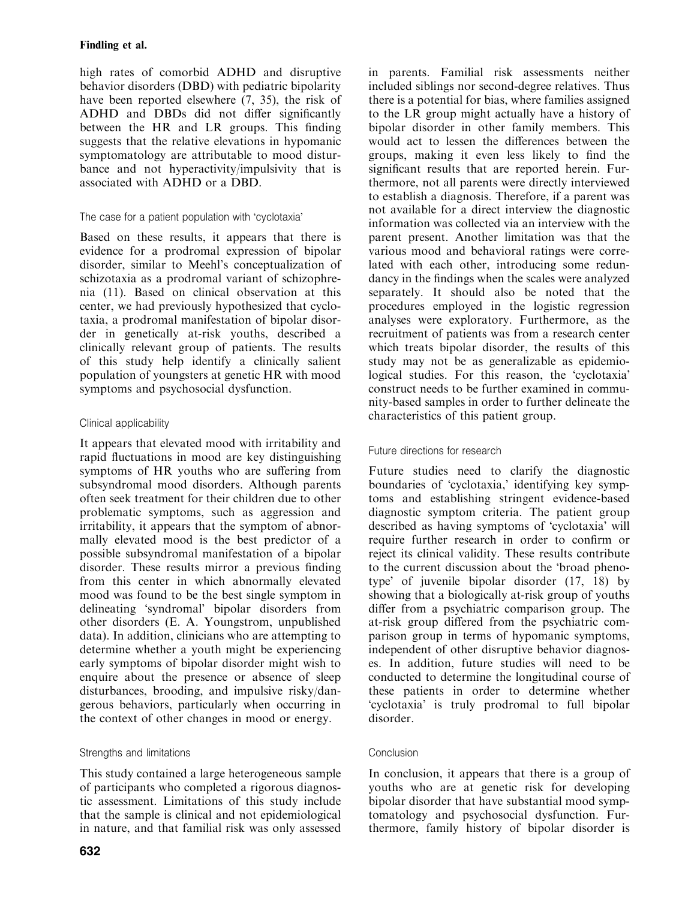high rates of comorbid ADHD and disruptive behavior disorders (DBD) with pediatric bipolarity have been reported elsewhere (7, 35), the risk of ADHD and DBDs did not differ significantly between the HR and LR groups. This finding suggests that the relative elevations in hypomanic symptomatology are attributable to mood disturbance and not hyperactivity/impulsivity that is associated with ADHD or a DBD.

### The case for a patient population with 'cyclotaxia'

Based on these results, it appears that there is evidence for a prodromal expression of bipolar disorder, similar to Meehl's conceptualization of schizotaxia as a prodromal variant of schizophrenia (11). Based on clinical observation at this center, we had previously hypothesized that cyclotaxia, a prodromal manifestation of bipolar disorder in genetically at-risk youths, described a clinically relevant group of patients. The results of this study help identify a clinically salient population of youngsters at genetic HR with mood symptoms and psychosocial dysfunction.

### Clinical applicability

It appears that elevated mood with irritability and rapid fluctuations in mood are key distinguishing symptoms of HR youths who are suffering from subsyndromal mood disorders. Although parents often seek treatment for their children due to other problematic symptoms, such as aggression and irritability, it appears that the symptom of abnormally elevated mood is the best predictor of a possible subsyndromal manifestation of a bipolar disorder. These results mirror a previous finding from this center in which abnormally elevated mood was found to be the best single symptom in delineating 'syndromal' bipolar disorders from other disorders (E. A. Youngstrom, unpublished data). In addition, clinicians who are attempting to determine whether a youth might be experiencing early symptoms of bipolar disorder might wish to enquire about the presence or absence of sleep disturbances, brooding, and impulsive risky/dangerous behaviors, particularly when occurring in the context of other changes in mood or energy.

### Strengths and limitations

This study contained a large heterogeneous sample of participants who completed a rigorous diagnostic assessment. Limitations of this study include that the sample is clinical and not epidemiological in nature, and that familial risk was only assessed in parents. Familial risk assessments neither included siblings nor second-degree relatives. Thus there is a potential for bias, where families assigned to the LR group might actually have a history of bipolar disorder in other family members. This would act to lessen the differences between the groups, making it even less likely to find the significant results that are reported herein. Furthermore, not all parents were directly interviewed to establish a diagnosis. Therefore, if a parent was not available for a direct interview the diagnostic information was collected via an interview with the parent present. Another limitation was that the various mood and behavioral ratings were correlated with each other, introducing some redundancy in the findings when the scales were analyzed separately. It should also be noted that the procedures employed in the logistic regression analyses were exploratory. Furthermore, as the recruitment of patients was from a research center which treats bipolar disorder, the results of this study may not be as generalizable as epidemiological studies. For this reason, the 'cyclotaxia' construct needs to be further examined in community-based samples in order to further delineate the characteristics of this patient group.

### Future directions for research

Future studies need to clarify the diagnostic boundaries of 'cyclotaxia,' identifying key symptoms and establishing stringent evidence-based diagnostic symptom criteria. The patient group described as having symptoms of 'cyclotaxia' will require further research in order to confirm or reject its clinical validity. These results contribute to the current discussion about the 'broad phenotype' of juvenile bipolar disorder (17, 18) by showing that a biologically at-risk group of youths differ from a psychiatric comparison group. The at-risk group differed from the psychiatric comparison group in terms of hypomanic symptoms, independent of other disruptive behavior diagnoses. In addition, future studies will need to be conducted to determine the longitudinal course of these patients in order to determine whether 'cyclotaxia' is truly prodromal to full bipolar disorder.

### Conclusion

In conclusion, it appears that there is a group of youths who are at genetic risk for developing bipolar disorder that have substantial mood symptomatology and psychosocial dysfunction. Furthermore, family history of bipolar disorder is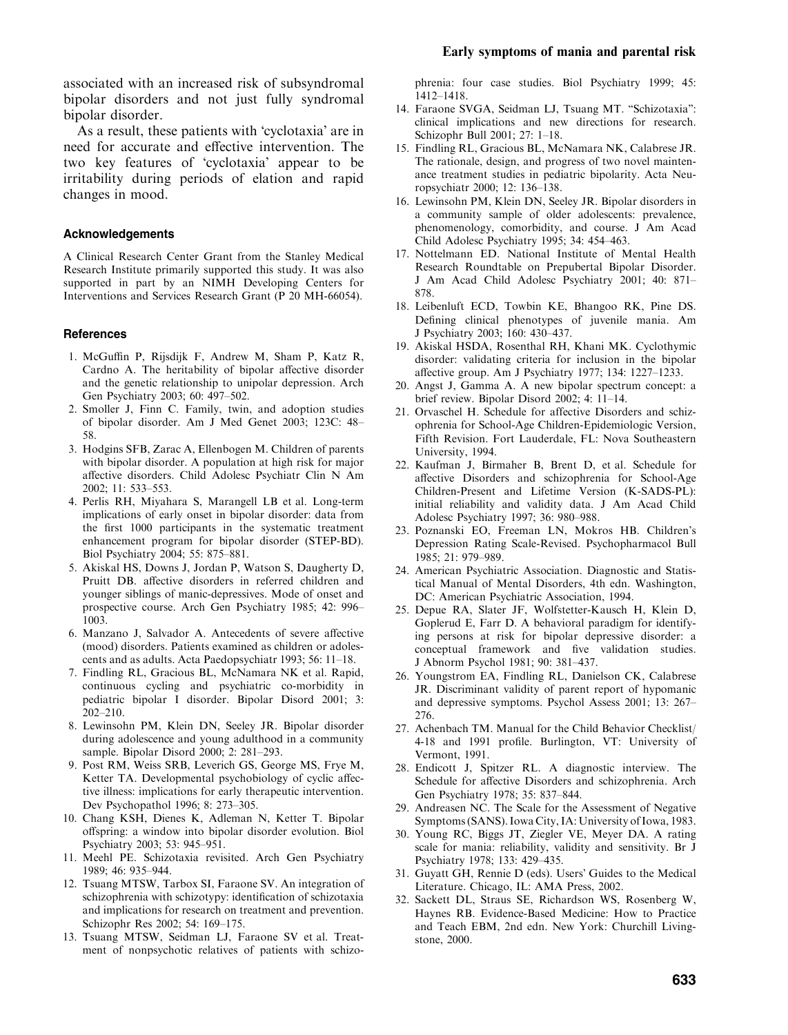associated with an increased risk of subsyndromal bipolar disorders and not just fully syndromal bipolar disorder.

As a result, these patients with 'cyclotaxia' are in need for accurate and effective intervention. The two key features of 'cyclotaxia' appear to be irritability during periods of elation and rapid changes in mood.

### Acknowledgements

A Clinical Research Center Grant from the Stanley Medical Research Institute primarily supported this study. It was also supported in part by an NIMH Developing Centers for Interventions and Services Research Grant (P 20 MH-66054).

### References

1. McGuffin P, Rijsdijk F, Andrew M, Sham P, Katz R, Cardno A. The heritability of bipolar affective disorder and the genetic relationship to unipolar depression. Arch Gen Psychiatry 2003; 60: 497–502.
2. Smoller J, Finn C. Family, twin, and adoption studies of bipolar disorder. Am J Med Genet 2003; 123C: 48–58.
3. Hodgins SFB, Zarac A, Ellenbogen M. Children of parents with bipolar disorder. A population at high risk for major affective disorders. Child Adolesc Psychiatr Clin N Am 2002; 11: 533–553.
4. Perlis RH, Miyahara S, Marangell LB et al. Long-term implications of early onset in bipolar disorder: data from the first 1000 participants in the systematic treatment enhancement program for bipolar disorder (STEP-BD). Biol Psychiatry 2004; 55: 875–881.
5. Akiskal HS, Downs J, Jordan P, Watson S, Daugherty D, Pruitt DB. affective disorders in referred children and younger siblings of manic-depressives. Mode of onset and prospective course. Arch Gen Psychiatry 1985; 42: 996–1003.
6. Manzano J, Salvador A. Antecedents of severe affective (mood) disorders. Patients examined as children or adolescents and as adults. Acta Paedopsychiatr 1993; 56: 11–18.
7. Findling RL, Gracious BL, McNamara NK et al. Rapid, continuous cycling and psychiatric co-morbidity in pediatric bipolar I disorder. Bipolar Disord 2001; 3: 202–210.
8. Lewinsohn PM, Klein DN, Seeley JR. Bipolar disorder during adolescence and young adulthood in a community sample. Bipolar Disord 2000; 2: 281–293.
9. Post RM, Weiss SRB, Leverich GS, George MS, Frye M, Ketter TA. Developmental psychobiology of cyclic affective illness: implications for early therapeutic intervention. Dev Psychopathol 1996; 8: 273–305.
10. Chang KSH, Dienes K, Adleman N, Ketter T. Bipolar offspring: a window into bipolar disorder evolution. Biol Psychiatry 2003; 53: 945–951.
11. Meehl PE. Schizotaxia revisited. Arch Gen Psychiatry 1989; 46: 935–944.
12. Tsuang MTSW, Tarbox SI, Faraone SV. An integration of schizophrenia with schizotypy: identification of schizotaxia and implications for research on treatment and prevention. Schizophr Res 2002; 54: 169–175.
13. Tsuang MTSW, Seidman LJ, Faraone SV et al. Treatment of nonpsychotic relatives of patients with schizophrenia: four case studies. Biol Psychiatry 1999; 45: 1412–1418.
14. Faraone SVGA, Seidman LJ, Tsuang MT. "Schizotaxia": clinical implications and new directions for research. Schizophr Bull 2001; 27: 1–18.
15. Findling RL, Gracious BL, McNamara NK, Calabrese JR. The rationale, design, and progress of two novel maintenance treatment studies in pediatric bipolarity. Acta Neuropsychiatr 2000; 12: 136–138.
16. Lewinsohn PM, Klein DN, Seeley JR. Bipolar disorders in a community sample of older adolescents: prevalence, phenomenology, comorbidity, and course. J Am Acad Child Adolesc Psychiatry 1995; 34: 454–463.
17. Nottelmann ED. National Institute of Mental Health Research Roundtable on Prepubertal Bipolar Disorder. J Am Acad Child Adolesc Psychiatry 2001; 40: 871–878.
18. Leibenluft ECD, Towbin KE, Bhangoo RK, Pine DS. Defining clinical phenotypes of juvenile mania. Am J Psychiatry 2003; 160: 430–437.
19. Akiskal HSDA, Rosenthal RH, Khani MK. Cyclothymic disorder: validating criteria for inclusion in the bipolar affective group. Am J Psychiatry 1977; 134: 1227–1233.
20. Angst J, Gamma A. A new bipolar spectrum concept: a brief review. Bipolar Disord 2002; 4: 11–14.
21. Orvaschel H. Schedule for affective Disorders and schizophrenia for School-Age Children-Epidemiologic Version, Fifth Revision. Fort Lauderdale, FL: Nova Southeastern University, 1994.
22. Kaufman J, Birmaher B, Brent D, et al. Schedule for affective Disorders and schizophrenia for School-Age Children-Present and Lifetime Version (K-SADS-PL): initial reliability and validity data. J Am Acad Child Adolesc Psychiatry 1997; 36: 980–988.
23. Poznanski EO, Freeman LN, Mokros HB. Children's Depression Rating Scale-Revised. Psychopharmacol Bull 1985; 21: 979–989.
24. American Psychiatric Association. Diagnostic and Statistical Manual of Mental Disorders, 4th edn. Washington, DC: American Psychiatric Association, 1994.
25. Depue RA, Slater JF, Wolfstetter-Kausch H, Klein D, Goplerud E, Farr D. A behavioral paradigm for identifying persons at risk for bipolar depressive disorder: a conceptual framework and five validation studies. J Abnorm Psychol 1981; 90: 381–437.
26. Youngstrom EA, Findling RL, Danielson CK, Calabrese JR. Discriminant validity of parent report of hypomanic and depressive symptoms. Psychol Assess 2001; 13: 267–276.
27. Achenbach TM. Manual for the Child Behavior Checklist/4-18 and 1991 profile. Burlington, VT: University of Vermont, 1991.
28. Endicott J, Spitzer RL. A diagnostic interview. The Schedule for affective Disorders and schizophrenia. Arch Gen Psychiatry 1978; 35: 837–844.
29. Andreasen NC. The Scale for the Assessment of Negative Symptoms (SANS). Iowa City, IA: University of Iowa, 1983.
30. Young RC, Biggs JT, Ziegler VE, Meyer DA. A rating scale for mania: reliability, validity and sensitivity. Br J Psychiatry 1978; 133: 429–435.
31. Guyatt GH, Rennie D (eds). Users' Guides to the Medical Literature. Chicago, IL: AMA Press, 2002.
32. Sackett DL, Straus SE, Richardson WS, Rosenberg W, Haynes RB. Evidence-Based Medicine: How to Practice and Teach EBM, 2nd edn. New York: Churchill Livingstone, 2000.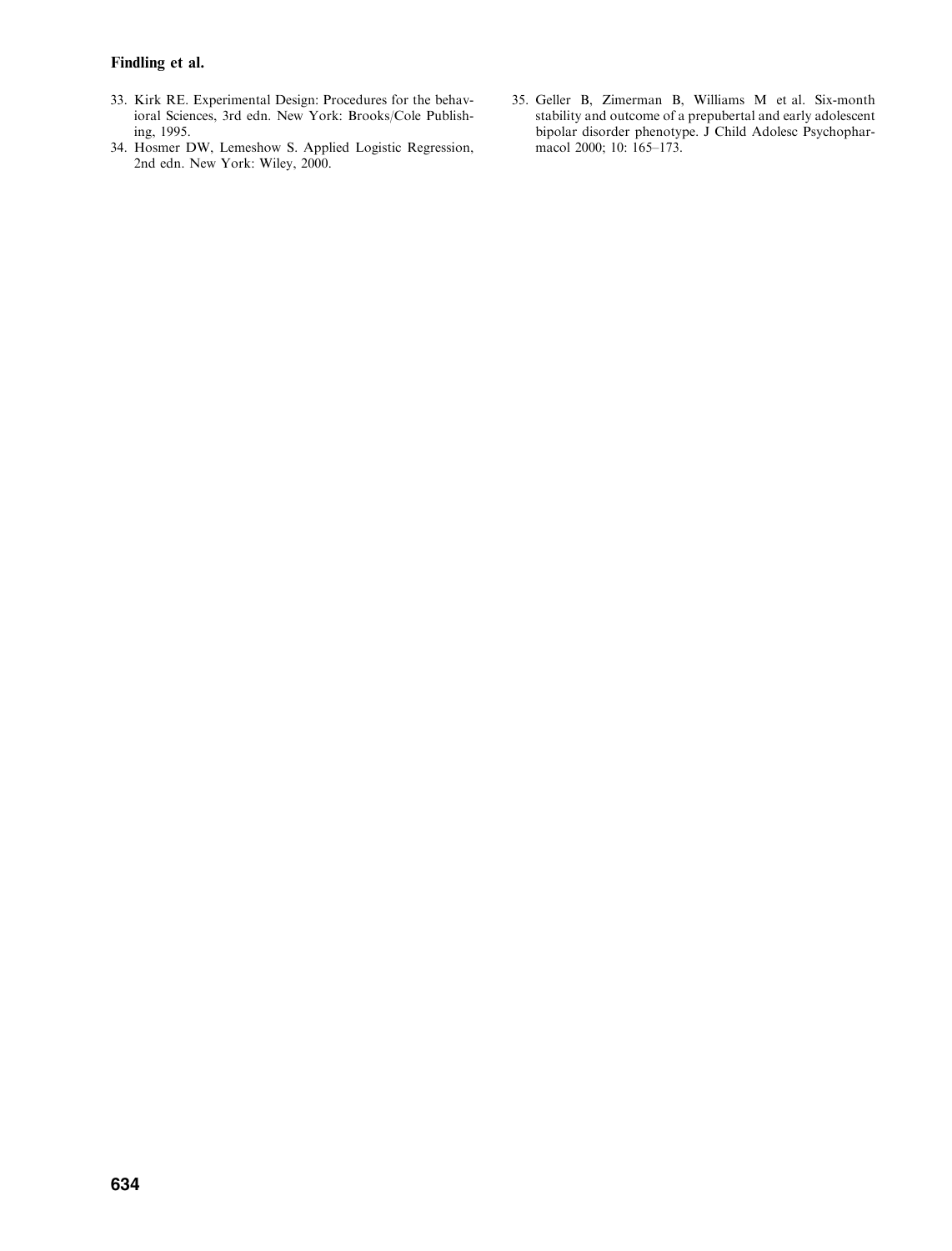33. Kirk RE. Experimental Design: Procedures for the behavioral Sciences, 3rd edn. New York: Brooks/Cole Publishing, 1995.
34. Hosmer DW, Lemeshow S. Applied Logistic Regression, 2nd edn. New York: Wiley, 2000.
35. Geller B, Zimerman B, Williams M et al. Six-month stability and outcome of a prepubertal and early adolescent bipolar disorder phenotype. J Child Adolesc Psychopharmacol 2000; 10: 165–173.